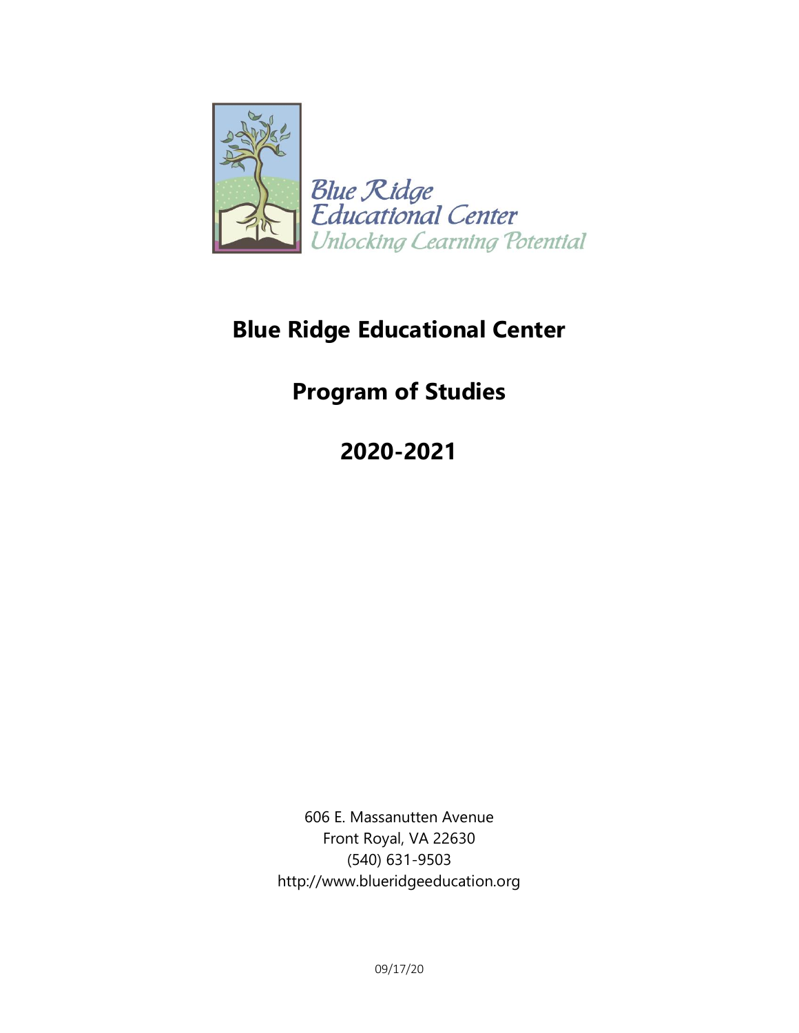Blue Ridge Educational Center
Unlocking Learning Potential

# Blue Ridge Educational Center

## Program of Studies

## 2020-2021

606 E. Massanutten Avenue
Front Royal, VA 22630
(540) 631-9503
http://www.blueridgeeducation.org

09/17/20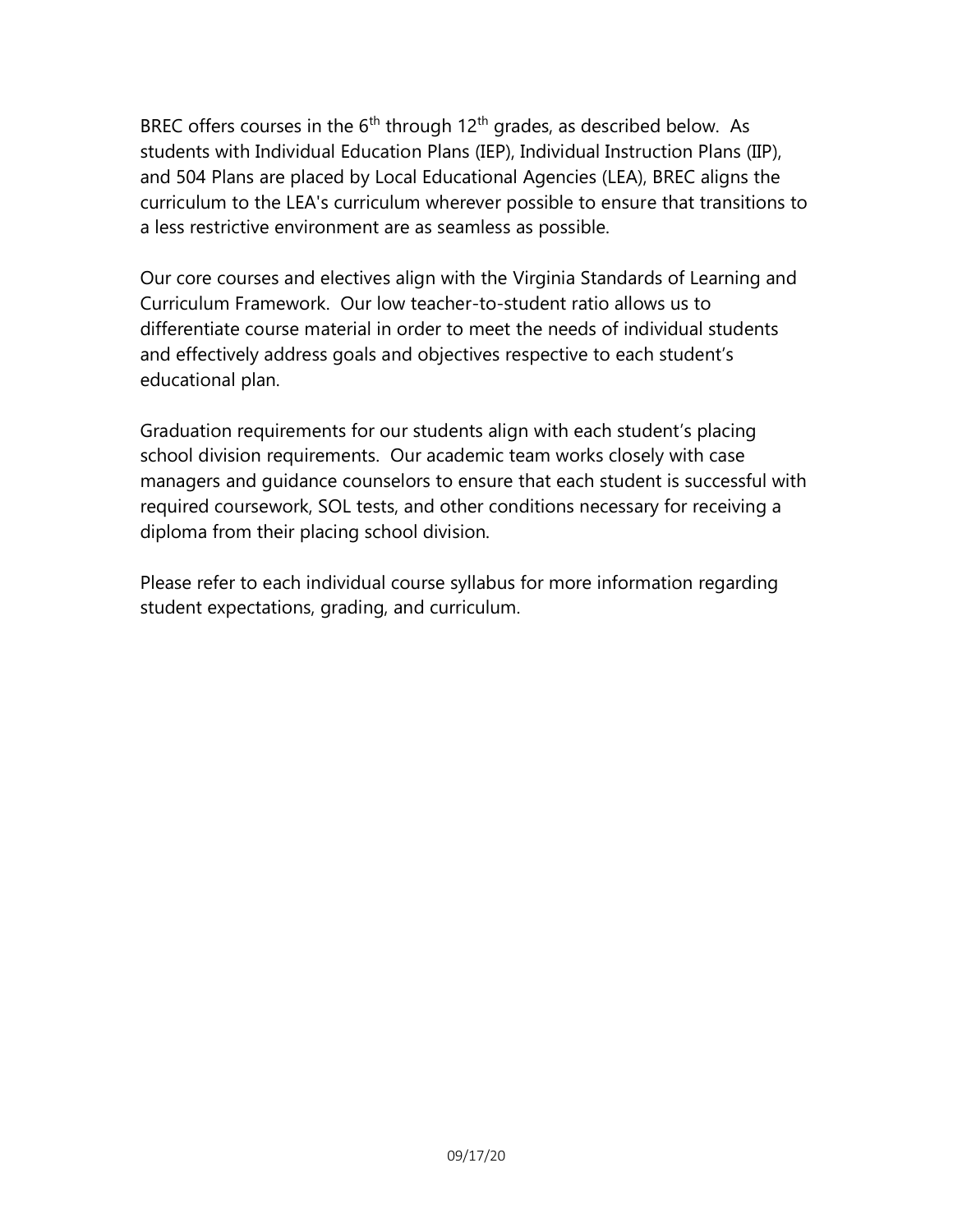BREC offers courses in the 6th through 12th grades, as described below. As students with Individual Education Plans (IEP), Individual Instruction Plans (IIP), and 504 Plans are placed by Local Educational Agencies (LEA), BREC aligns the curriculum to the LEA's curriculum wherever possible to ensure that transitions to a less restrictive environment are as seamless as possible.

Our core courses and electives align with the Virginia Standards of Learning and Curriculum Framework. Our low teacher-to-student ratio allows us to differentiate course material in order to meet the needs of individual students and effectively address goals and objectives respective to each student's educational plan.

Graduation requirements for our students align with each student's placing school division requirements. Our academic team works closely with case managers and guidance counselors to ensure that each student is successful with required coursework, SOL tests, and other conditions necessary for receiving a diploma from their placing school division.

Please refer to each individual course syllabus for more information regarding student expectations, grading, and curriculum.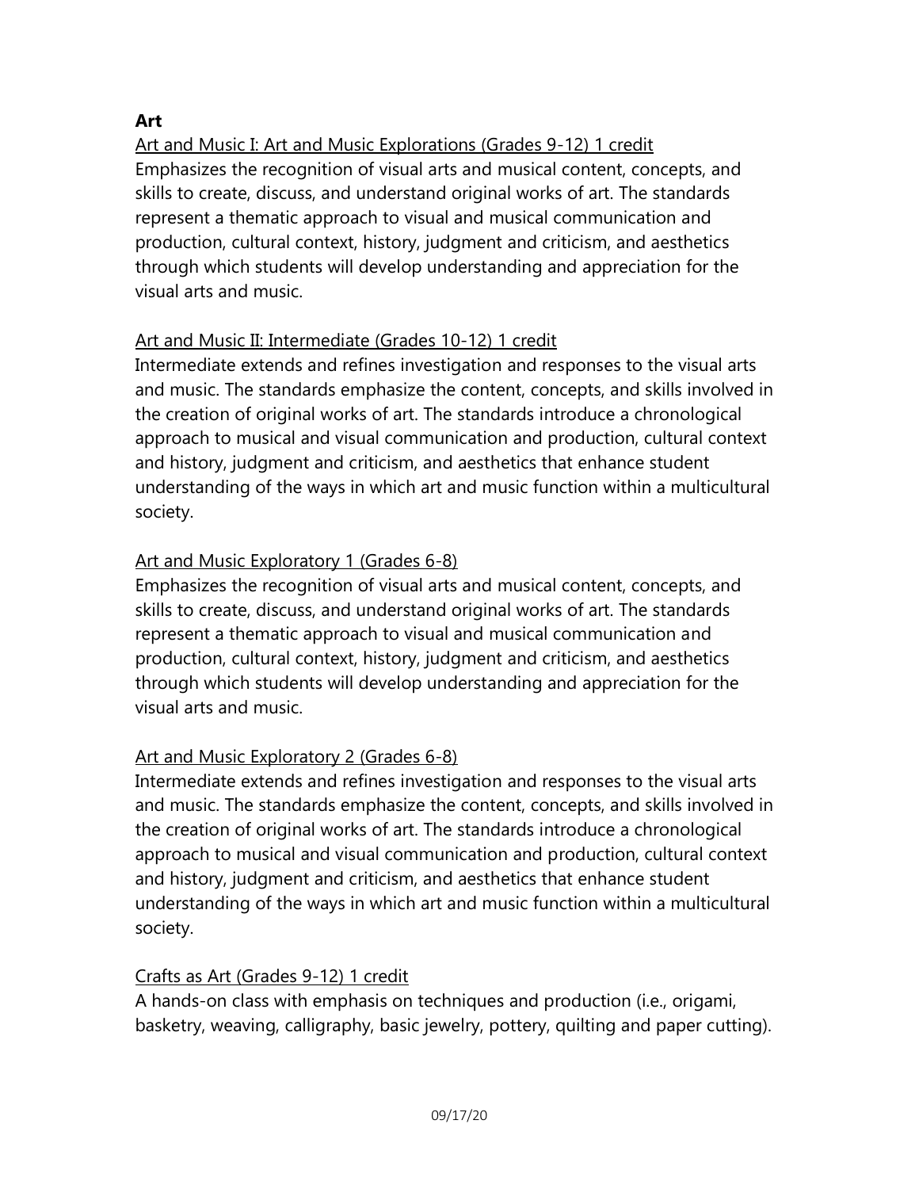## Art

Art and Music I: Art and Music Explorations (Grades 9-12) 1 credit

Emphasizes the recognition of visual arts and musical content, concepts, and skills to create, discuss, and understand original works of art. The standards represent a thematic approach to visual and musical communication and production, cultural context, history, judgment and criticism, and aesthetics through which students will develop understanding and appreciation for the visual arts and music.

Art and Music II: Intermediate (Grades 10-12) 1 credit

Intermediate extends and refines investigation and responses to the visual arts and music. The standards emphasize the content, concepts, and skills involved in the creation of original works of art. The standards introduce a chronological approach to musical and visual communication and production, cultural context and history, judgment and criticism, and aesthetics that enhance student understanding of the ways in which art and music function within a multicultural society.

Art and Music Exploratory 1 (Grades 6-8)

Emphasizes the recognition of visual arts and musical content, concepts, and skills to create, discuss, and understand original works of art. The standards represent a thematic approach to visual and musical communication and production, cultural context, history, judgment and criticism, and aesthetics through which students will develop understanding and appreciation for the visual arts and music.

Art and Music Exploratory 2 (Grades 6-8)

Intermediate extends and refines investigation and responses to the visual arts and music. The standards emphasize the content, concepts, and skills involved in the creation of original works of art. The standards introduce a chronological approach to musical and visual communication and production, cultural context and history, judgment and criticism, and aesthetics that enhance student understanding of the ways in which art and music function within a multicultural society.

Crafts as Art (Grades 9-12) 1 credit

A hands-on class with emphasis on techniques and production (i.e., origami, basketry, weaving, calligraphy, basic jewelry, pottery, quilting and paper cutting).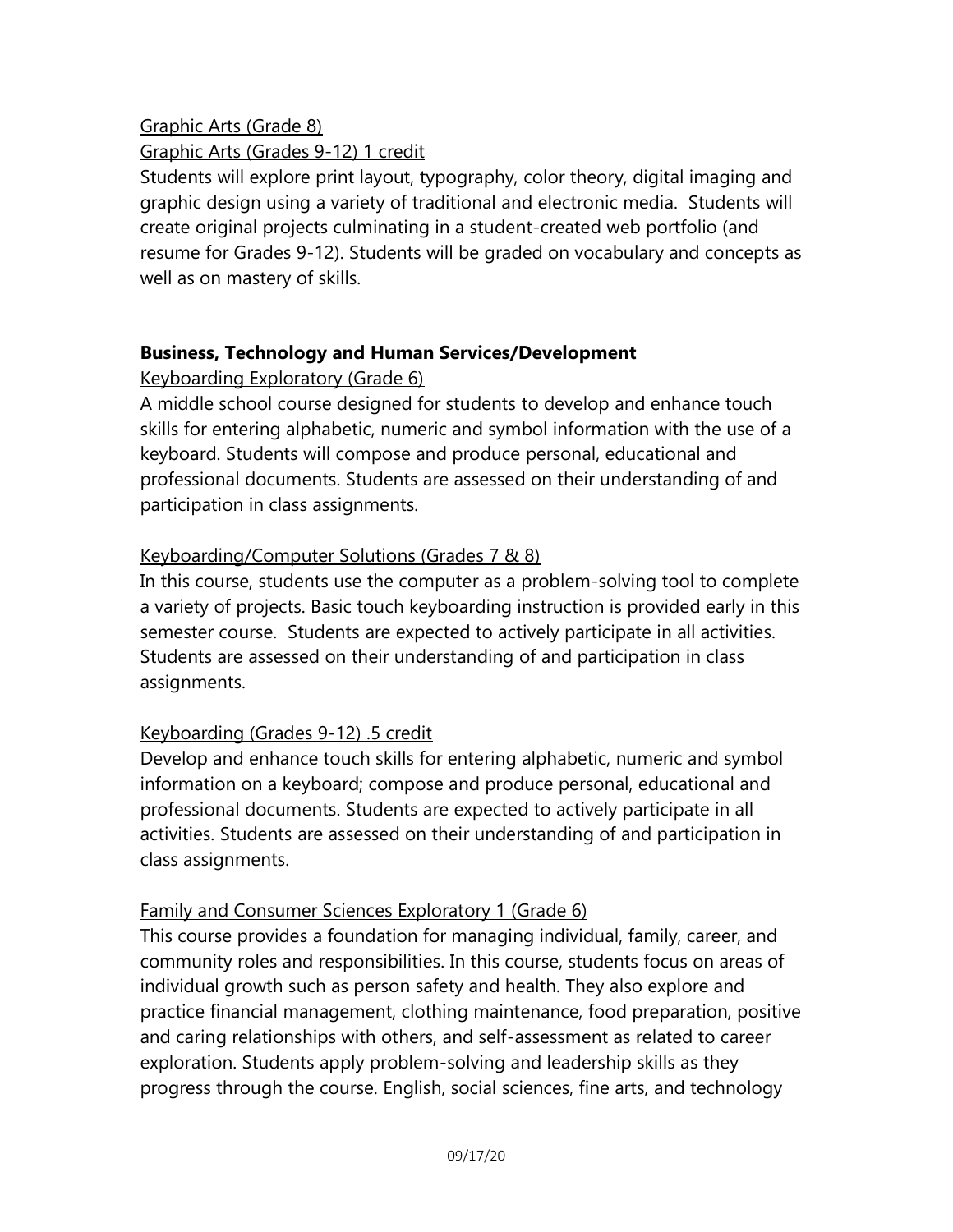Graphic Arts (Grade 8)

Graphic Arts (Grades 9-12) 1 credit

Students will explore print layout, typography, color theory, digital imaging and graphic design using a variety of traditional and electronic media. Students will create original projects culminating in a student-created web portfolio (and resume for Grades 9-12). Students will be graded on vocabulary and concepts as well as on mastery of skills.

## Business, Technology and Human Services/Development

Keyboarding Exploratory (Grade 6)

A middle school course designed for students to develop and enhance touch skills for entering alphabetic, numeric and symbol information with the use of a keyboard. Students will compose and produce personal, educational and professional documents. Students are assessed on their understanding of and participation in class assignments.

Keyboarding/Computer Solutions (Grades 7 & 8)

In this course, students use the computer as a problem-solving tool to complete a variety of projects. Basic touch keyboarding instruction is provided early in this semester course. Students are expected to actively participate in all activities. Students are assessed on their understanding of and participation in class assignments.

Keyboarding (Grades 9-12) .5 credit

Develop and enhance touch skills for entering alphabetic, numeric and symbol information on a keyboard; compose and produce personal, educational and professional documents. Students are expected to actively participate in all activities. Students are assessed on their understanding of and participation in class assignments.

Family and Consumer Sciences Exploratory 1 (Grade 6)

This course provides a foundation for managing individual, family, career, and community roles and responsibilities. In this course, students focus on areas of individual growth such as person safety and health. They also explore and practice financial management, clothing maintenance, food preparation, positive and caring relationships with others, and self-assessment as related to career exploration. Students apply problem-solving and leadership skills as they progress through the course. English, social sciences, fine arts, and technology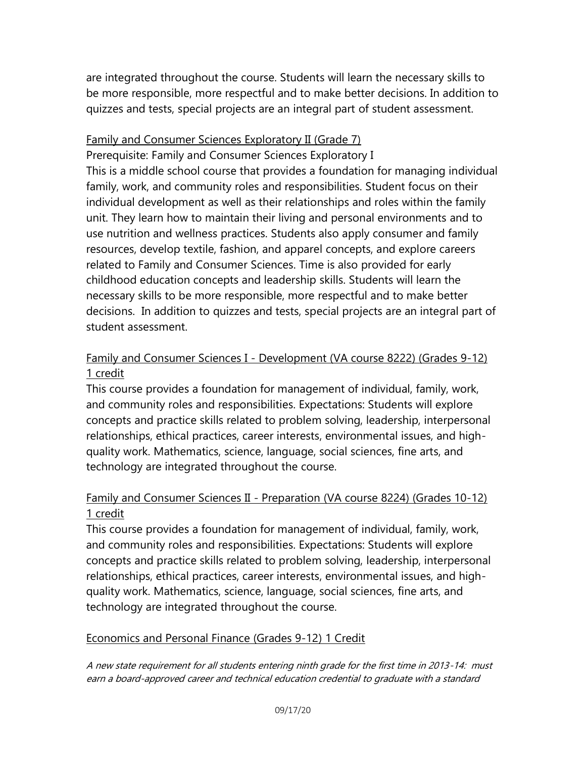are integrated throughout the course. Students will learn the necessary skills to be more responsible, more respectful and to make better decisions. In addition to quizzes and tests, special projects are an integral part of student assessment.

<u>Family and Consumer Sciences Exploratory II (Grade 7)</u>

Prerequisite: Family and Consumer Sciences Exploratory I

This is a middle school course that provides a foundation for managing individual family, work, and community roles and responsibilities. Student focus on their individual development as well as their relationships and roles within the family unit. They learn how to maintain their living and personal environments and to use nutrition and wellness practices. Students also apply consumer and family resources, develop textile, fashion, and apparel concepts, and explore careers related to Family and Consumer Sciences. Time is also provided for early childhood education concepts and leadership skills. Students will learn the necessary skills to be more responsible, more respectful and to make better decisions. In addition to quizzes and tests, special projects are an integral part of student assessment.

<u>Family and Consumer Sciences I - Development (VA course 8222) (Grades 9-12) 1 credit</u>

This course provides a foundation for management of individual, family, work, and community roles and responsibilities. Expectations: Students will explore concepts and practice skills related to problem solving, leadership, interpersonal relationships, ethical practices, career interests, environmental issues, and high-quality work. Mathematics, science, language, social sciences, fine arts, and technology are integrated throughout the course.

<u>Family and Consumer Sciences II - Preparation (VA course 8224) (Grades 10-12) 1 credit</u>

This course provides a foundation for management of individual, family, work, and community roles and responsibilities. Expectations: Students will explore concepts and practice skills related to problem solving, leadership, interpersonal relationships, ethical practices, career interests, environmental issues, and high-quality work. Mathematics, science, language, social sciences, fine arts, and technology are integrated throughout the course.

<u>Economics and Personal Finance (Grades 9-12) 1 Credit</u>

*A new state requirement for all students entering ninth grade for the first time in 2013-14: must earn a board-approved career and technical education credential to graduate with a standard*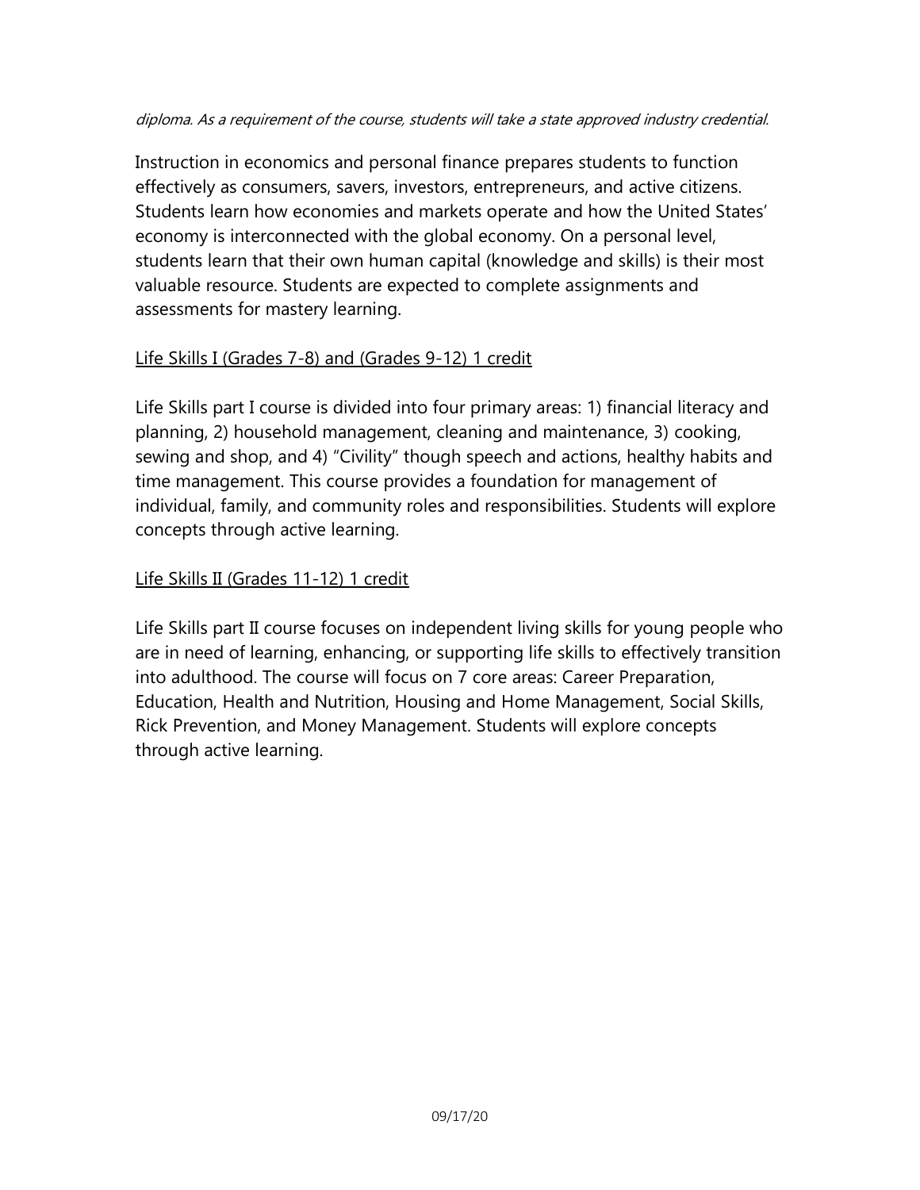*diploma. As a requirement of the course, students will take a state approved industry credential.*

Instruction in economics and personal finance prepares students to function effectively as consumers, savers, investors, entrepreneurs, and active citizens. Students learn how economies and markets operate and how the United States' economy is interconnected with the global economy. On a personal level, students learn that their own human capital (knowledge and skills) is their most valuable resource. Students are expected to complete assignments and assessments for mastery learning.

<u>Life Skills I (Grades 7-8) and (Grades 9-12) 1 credit</u>

Life Skills part I course is divided into four primary areas: 1) financial literacy and planning, 2) household management, cleaning and maintenance, 3) cooking, sewing and shop, and 4) "Civility" though speech and actions, healthy habits and time management. This course provides a foundation for management of individual, family, and community roles and responsibilities. Students will explore concepts through active learning.

<u>Life Skills II (Grades 11-12) 1 credit</u>

Life Skills part II course focuses on independent living skills for young people who are in need of learning, enhancing, or supporting life skills to effectively transition into adulthood. The course will focus on 7 core areas: Career Preparation, Education, Health and Nutrition, Housing and Home Management, Social Skills, Rick Prevention, and Money Management. Students will explore concepts through active learning.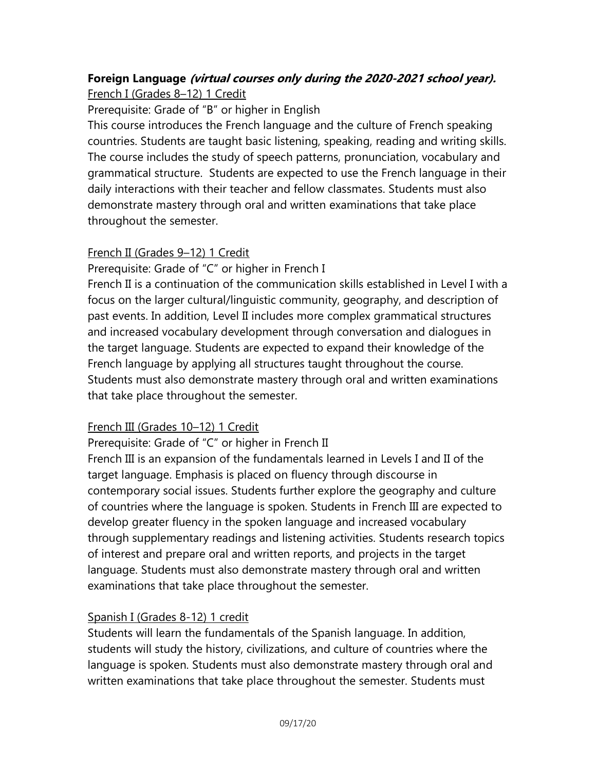**Foreign Language** ***(virtual courses only during the 2020-2021 school year).***

French I (Grades 8–12) 1 Credit

Prerequisite: Grade of "B" or higher in English

This course introduces the French language and the culture of French speaking countries. Students are taught basic listening, speaking, reading and writing skills. The course includes the study of speech patterns, pronunciation, vocabulary and grammatical structure. Students are expected to use the French language in their daily interactions with their teacher and fellow classmates. Students must also demonstrate mastery through oral and written examinations that take place throughout the semester.

French II (Grades 9–12) 1 Credit

Prerequisite: Grade of "C" or higher in French I

French II is a continuation of the communication skills established in Level I with a focus on the larger cultural/linguistic community, geography, and description of past events. In addition, Level II includes more complex grammatical structures and increased vocabulary development through conversation and dialogues in the target language. Students are expected to expand their knowledge of the French language by applying all structures taught throughout the course. Students must also demonstrate mastery through oral and written examinations that take place throughout the semester.

French III (Grades 10–12) 1 Credit

Prerequisite: Grade of "C" or higher in French II

French III is an expansion of the fundamentals learned in Levels I and II of the target language. Emphasis is placed on fluency through discourse in contemporary social issues. Students further explore the geography and culture of countries where the language is spoken. Students in French III are expected to develop greater fluency in the spoken language and increased vocabulary through supplementary readings and listening activities. Students research topics of interest and prepare oral and written reports, and projects in the target language. Students must also demonstrate mastery through oral and written examinations that take place throughout the semester.

Spanish I (Grades 8-12) 1 credit

Students will learn the fundamentals of the Spanish language. In addition, students will study the history, civilizations, and culture of countries where the language is spoken. Students must also demonstrate mastery through oral and written examinations that take place throughout the semester. Students must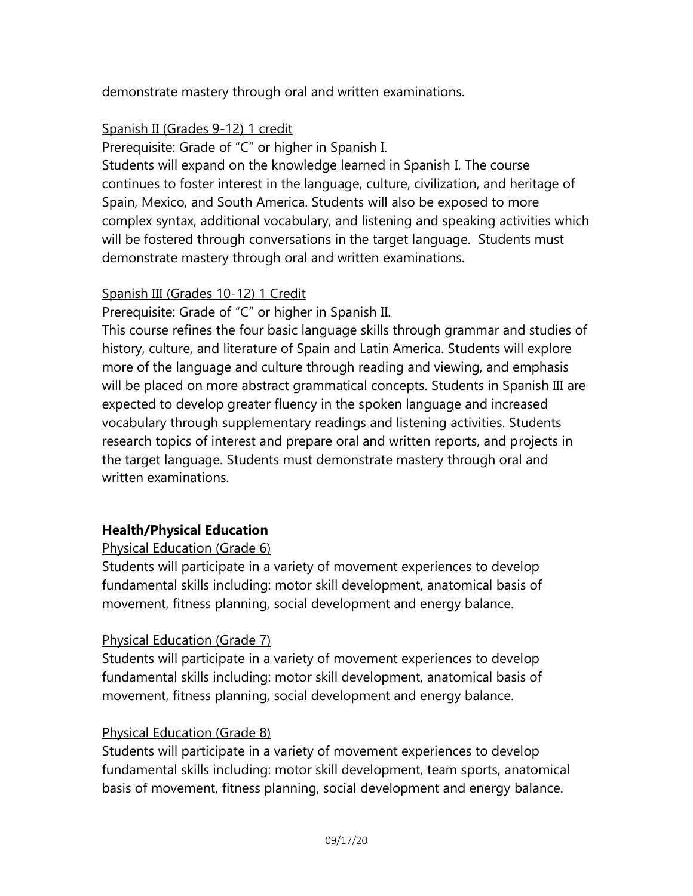demonstrate mastery through oral and written examinations.

Spanish II (Grades 9-12) 1 credit

Prerequisite: Grade of "C" or higher in Spanish I.

Students will expand on the knowledge learned in Spanish I. The course continues to foster interest in the language, culture, civilization, and heritage of Spain, Mexico, and South America. Students will also be exposed to more complex syntax, additional vocabulary, and listening and speaking activities which will be fostered through conversations in the target language. Students must demonstrate mastery through oral and written examinations.

Spanish III (Grades 10-12) 1 Credit

Prerequisite: Grade of "C" or higher in Spanish II.

This course refines the four basic language skills through grammar and studies of history, culture, and literature of Spain and Latin America. Students will explore more of the language and culture through reading and viewing, and emphasis will be placed on more abstract grammatical concepts. Students in Spanish III are expected to develop greater fluency in the spoken language and increased vocabulary through supplementary readings and listening activities. Students research topics of interest and prepare oral and written reports, and projects in the target language. Students must demonstrate mastery through oral and written examinations.

**Health/Physical Education**

Physical Education (Grade 6)

Students will participate in a variety of movement experiences to develop fundamental skills including: motor skill development, anatomical basis of movement, fitness planning, social development and energy balance.

Physical Education (Grade 7)

Students will participate in a variety of movement experiences to develop fundamental skills including: motor skill development, anatomical basis of movement, fitness planning, social development and energy balance.

Physical Education (Grade 8)

Students will participate in a variety of movement experiences to develop fundamental skills including: motor skill development, team sports, anatomical basis of movement, fitness planning, social development and energy balance.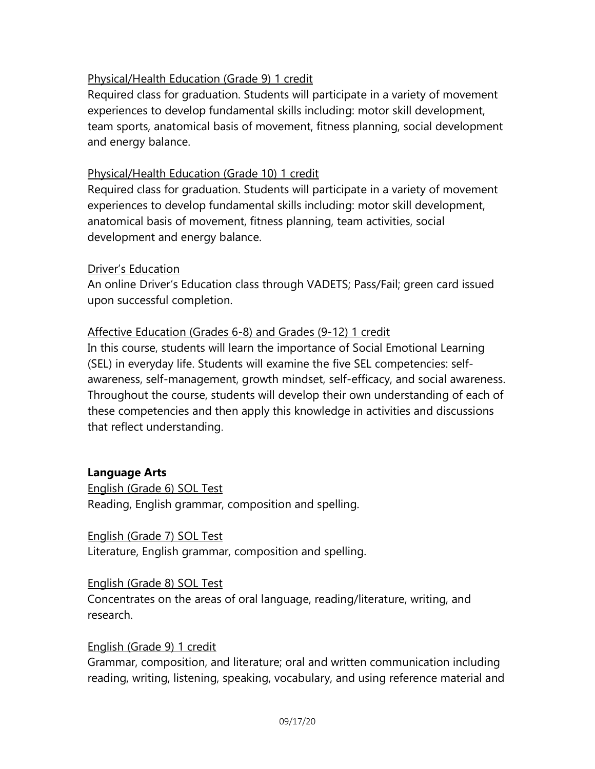Physical/Health Education (Grade 9) 1 credit

Required class for graduation. Students will participate in a variety of movement experiences to develop fundamental skills including: motor skill development, team sports, anatomical basis of movement, fitness planning, social development and energy balance.

Physical/Health Education (Grade 10) 1 credit

Required class for graduation. Students will participate in a variety of movement experiences to develop fundamental skills including: motor skill development, anatomical basis of movement, fitness planning, team activities, social development and energy balance.

Driver's Education

An online Driver's Education class through VADETS; Pass/Fail; green card issued upon successful completion.

Affective Education (Grades 6-8) and Grades (9-12) 1 credit

In this course, students will learn the importance of Social Emotional Learning (SEL) in everyday life. Students will examine the five SEL competencies: self-awareness, self-management, growth mindset, self-efficacy, and social awareness. Throughout the course, students will develop their own understanding of each of these competencies and then apply this knowledge in activities and discussions that reflect understanding.

## Language Arts

English (Grade 6) SOL Test

Reading, English grammar, composition and spelling.

English (Grade 7) SOL Test

Literature, English grammar, composition and spelling.

English (Grade 8) SOL Test

Concentrates on the areas of oral language, reading/literature, writing, and research.

English (Grade 9) 1 credit

Grammar, composition, and literature; oral and written communication including reading, writing, listening, speaking, vocabulary, and using reference material and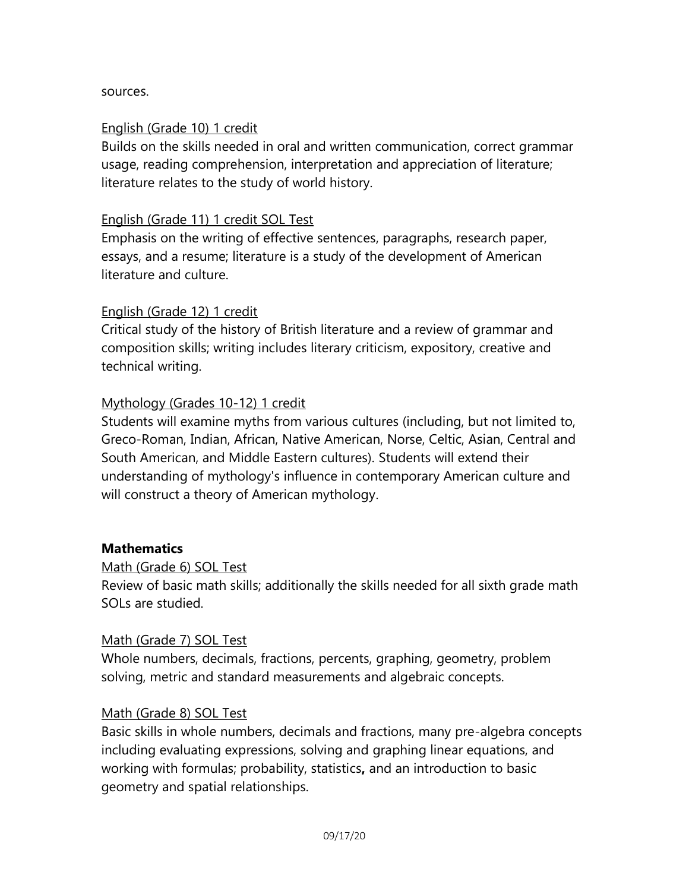sources.

English (Grade 10) 1 credit
Builds on the skills needed in oral and written communication, correct grammar usage, reading comprehension, interpretation and appreciation of literature; literature relates to the study of world history.

English (Grade 11) 1 credit SOL Test
Emphasis on the writing of effective sentences, paragraphs, research paper, essays, and a resume; literature is a study of the development of American literature and culture.

English (Grade 12) 1 credit
Critical study of the history of British literature and a review of grammar and composition skills; writing includes literary criticism, expository, creative and technical writing.

Mythology (Grades 10-12) 1 credit
Students will examine myths from various cultures (including, but not limited to, Greco-Roman, Indian, African, Native American, Norse, Celtic, Asian, Central and South American, and Middle Eastern cultures). Students will extend their understanding of mythology's influence in contemporary American culture and will construct a theory of American mythology.

**Mathematics**

Math (Grade 6) SOL Test
Review of basic math skills; additionally the skills needed for all sixth grade math SOLs are studied.

Math (Grade 7) SOL Test
Whole numbers, decimals, fractions, percents, graphing, geometry, problem solving, metric and standard measurements and algebraic concepts.

Math (Grade 8) SOL Test
Basic skills in whole numbers, decimals and fractions, many pre-algebra concepts including evaluating expressions, solving and graphing linear equations, and working with formulas; probability, statistics**,** and an introduction to basic geometry and spatial relationships.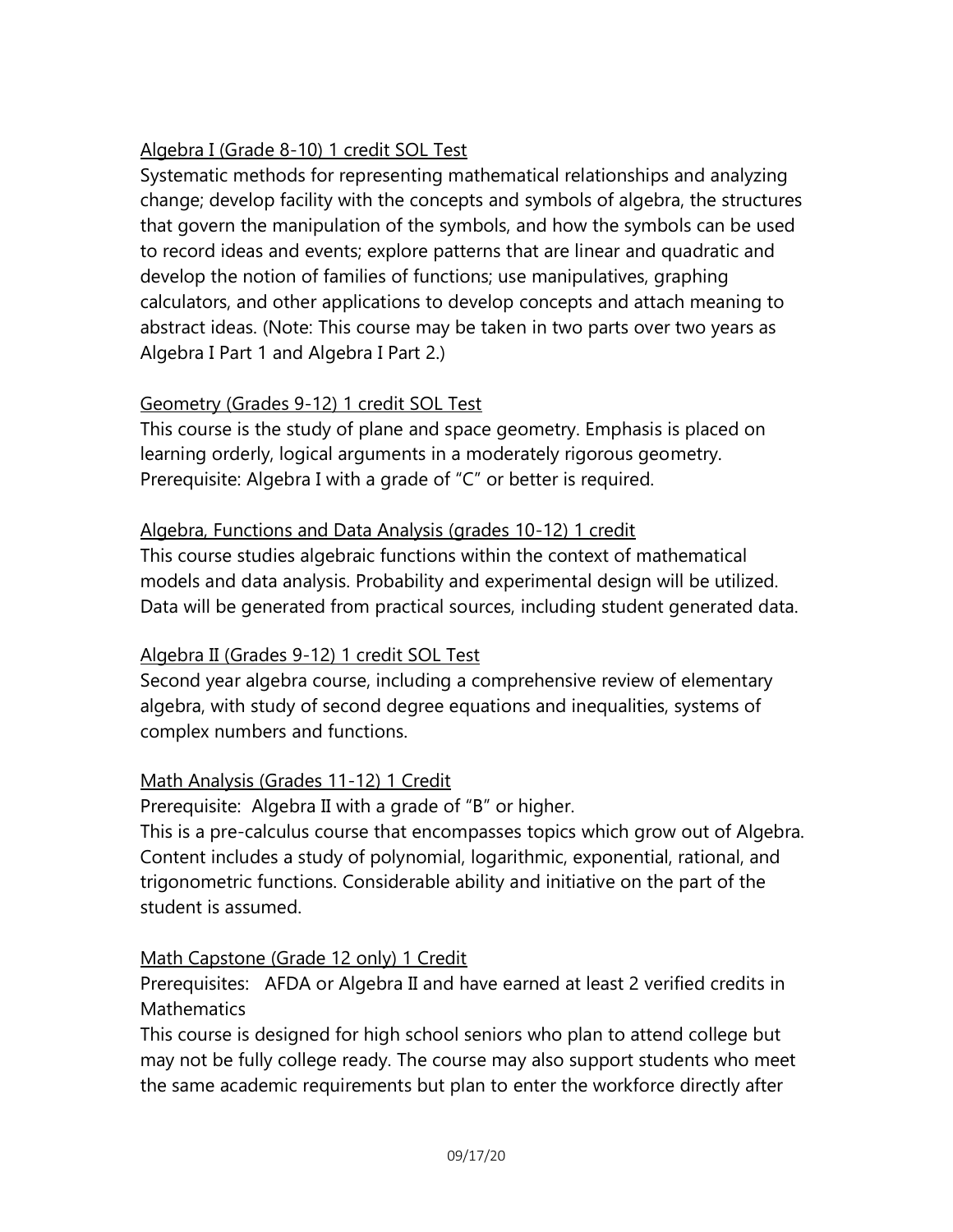<u>Algebra I (Grade 8-10) 1 credit SOL Test</u>

Systematic methods for representing mathematical relationships and analyzing change; develop facility with the concepts and symbols of algebra, the structures that govern the manipulation of the symbols, and how the symbols can be used to record ideas and events; explore patterns that are linear and quadratic and develop the notion of families of functions; use manipulatives, graphing calculators, and other applications to develop concepts and attach meaning to abstract ideas. (Note: This course may be taken in two parts over two years as Algebra I Part 1 and Algebra I Part 2.)

<u>Geometry (Grades 9-12) 1 credit SOL Test</u>

This course is the study of plane and space geometry. Emphasis is placed on learning orderly, logical arguments in a moderately rigorous geometry. Prerequisite: Algebra I with a grade of "C" or better is required.

<u>Algebra, Functions and Data Analysis (grades 10-12) 1 credit</u>

This course studies algebraic functions within the context of mathematical models and data analysis. Probability and experimental design will be utilized. Data will be generated from practical sources, including student generated data.

<u>Algebra II (Grades 9-12) 1 credit SOL Test</u>

Second year algebra course, including a comprehensive review of elementary algebra, with study of second degree equations and inequalities, systems of complex numbers and functions.

<u>Math Analysis (Grades 11-12) 1 Credit</u>

Prerequisite: Algebra II with a grade of "B" or higher.

This is a pre-calculus course that encompasses topics which grow out of Algebra. Content includes a study of polynomial, logarithmic, exponential, rational, and trigonometric functions. Considerable ability and initiative on the part of the student is assumed.

<u>Math Capstone (Grade 12 only) 1 Credit</u>

Prerequisites: AFDA or Algebra II and have earned at least 2 verified credits in Mathematics

This course is designed for high school seniors who plan to attend college but may not be fully college ready. The course may also support students who meet the same academic requirements but plan to enter the workforce directly after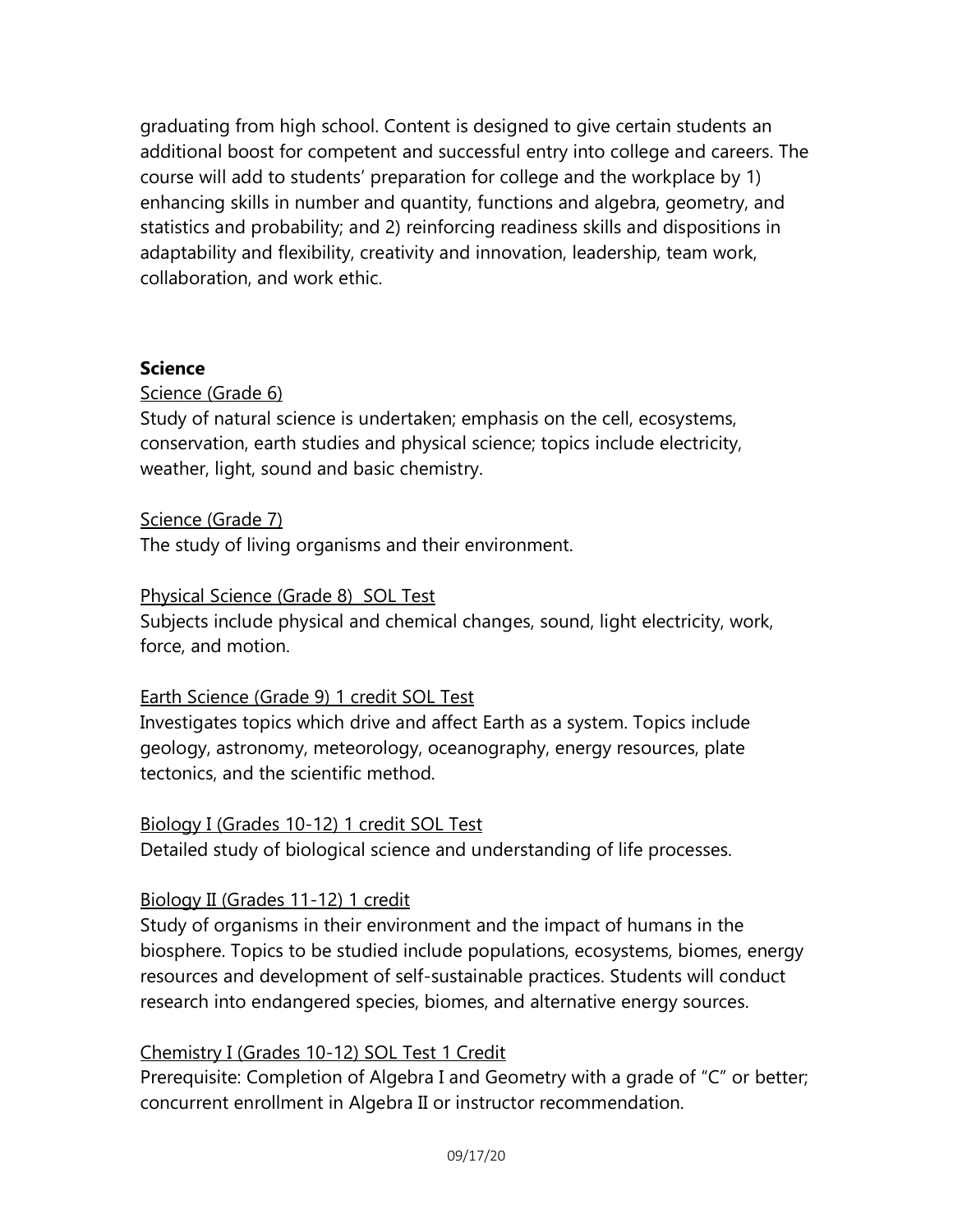graduating from high school. Content is designed to give certain students an additional boost for competent and successful entry into college and careers. The course will add to students' preparation for college and the workplace by 1) enhancing skills in number and quantity, functions and algebra, geometry, and statistics and probability; and 2) reinforcing readiness skills and dispositions in adaptability and flexibility, creativity and innovation, leadership, team work, collaboration, and work ethic.

**Science**

<u>Science (Grade 6)</u>
Study of natural science is undertaken; emphasis on the cell, ecosystems, conservation, earth studies and physical science; topics include electricity, weather, light, sound and basic chemistry.

<u>Science (Grade 7)</u>
The study of living organisms and their environment.

<u>Physical Science (Grade 8) SOL Test</u>
Subjects include physical and chemical changes, sound, light electricity, work, force, and motion.

<u>Earth Science (Grade 9) 1 credit SOL Test</u>
Investigates topics which drive and affect Earth as a system. Topics include geology, astronomy, meteorology, oceanography, energy resources, plate tectonics, and the scientific method.

<u>Biology I (Grades 10-12) 1 credit SOL Test</u>
Detailed study of biological science and understanding of life processes.

<u>Biology II (Grades 11-12) 1 credit</u>
Study of organisms in their environment and the impact of humans in the biosphere. Topics to be studied include populations, ecosystems, biomes, energy resources and development of self-sustainable practices. Students will conduct research into endangered species, biomes, and alternative energy sources.

<u>Chemistry I (Grades 10-12) SOL Test 1 Credit</u>
Prerequisite: Completion of Algebra I and Geometry with a grade of "C" or better; concurrent enrollment in Algebra II or instructor recommendation.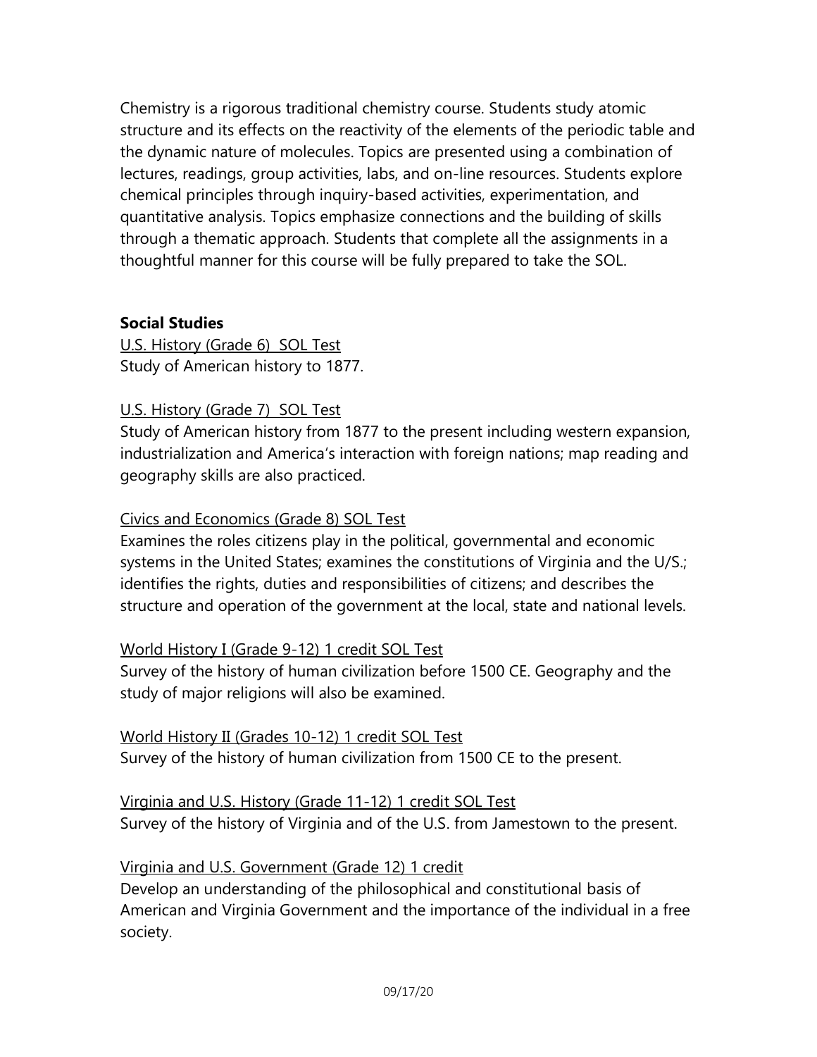Chemistry is a rigorous traditional chemistry course. Students study atomic structure and its effects on the reactivity of the elements of the periodic table and the dynamic nature of molecules. Topics are presented using a combination of lectures, readings, group activities, labs, and on-line resources. Students explore chemical principles through inquiry-based activities, experimentation, and quantitative analysis. Topics emphasize connections and the building of skills through a thematic approach. Students that complete all the assignments in a thoughtful manner for this course will be fully prepared to take the SOL.

**Social Studies**

<u>U.S. History (Grade 6) SOL Test</u>
Study of American history to 1877.

<u>U.S. History (Grade 7) SOL Test</u>
Study of American history from 1877 to the present including western expansion, industrialization and America's interaction with foreign nations; map reading and geography skills are also practiced.

<u>Civics and Economics (Grade 8) SOL Test</u>
Examines the roles citizens play in the political, governmental and economic systems in the United States; examines the constitutions of Virginia and the U/S.; identifies the rights, duties and responsibilities of citizens; and describes the structure and operation of the government at the local, state and national levels.

<u>World History I (Grade 9-12) 1 credit SOL Test</u>
Survey of the history of human civilization before 1500 CE. Geography and the study of major religions will also be examined.

<u>World History II (Grades 10-12) 1 credit SOL Test</u>
Survey of the history of human civilization from 1500 CE to the present.

<u>Virginia and U.S. History (Grade 11-12) 1 credit SOL Test</u>
Survey of the history of Virginia and of the U.S. from Jamestown to the present.

<u>Virginia and U.S. Government (Grade 12) 1 credit</u>
Develop an understanding of the philosophical and constitutional basis of American and Virginia Government and the importance of the individual in a free society.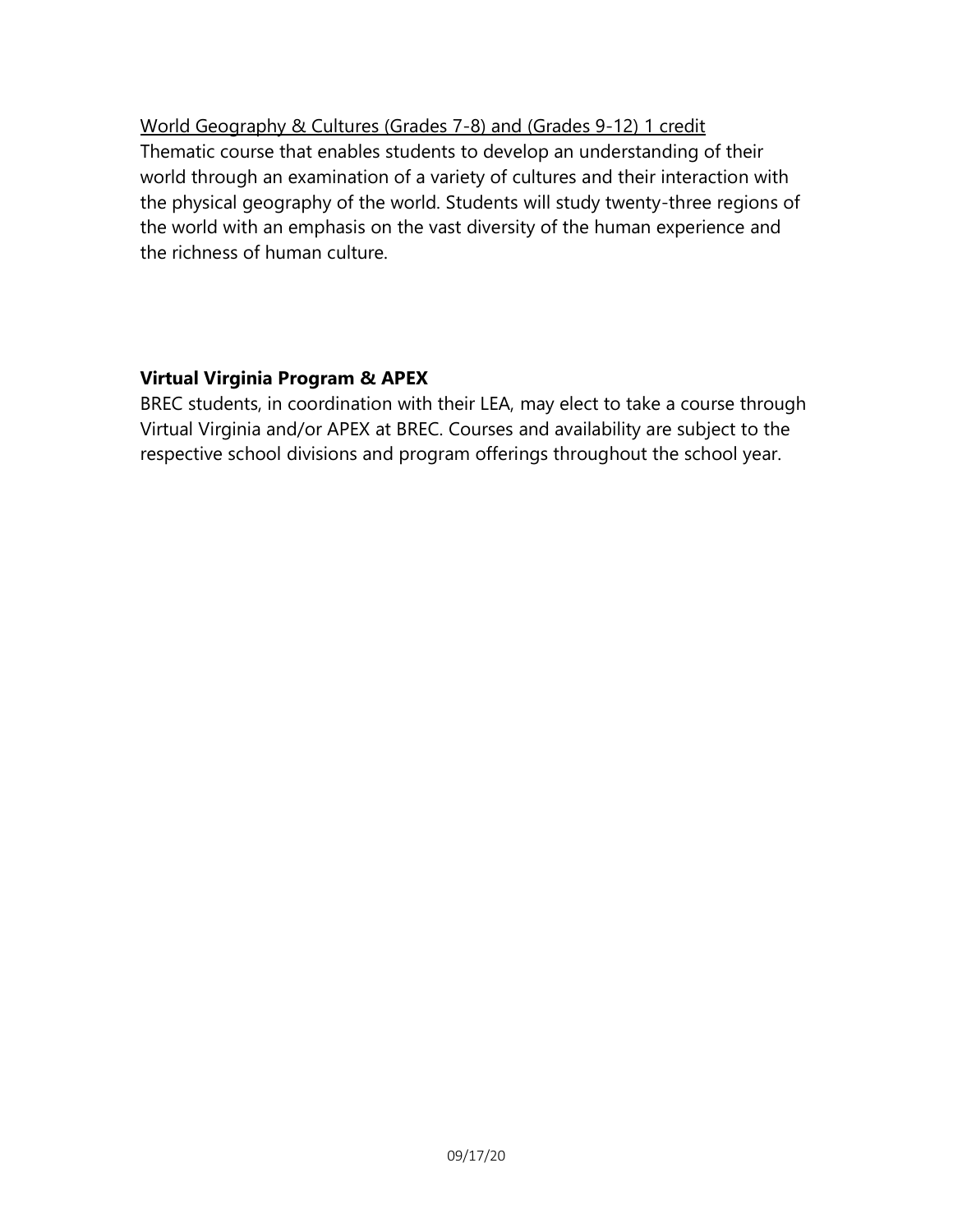<u>World Geography & Cultures (Grades 7-8) and (Grades 9-12) 1 credit</u>
Thematic course that enables students to develop an understanding of their world through an examination of a variety of cultures and their interaction with the physical geography of the world. Students will study twenty-three regions of the world with an emphasis on the vast diversity of the human experience and the richness of human culture.

**Virtual Virginia Program & APEX**

BREC students, in coordination with their LEA, may elect to take a course through Virtual Virginia and/or APEX at BREC. Courses and availability are subject to the respective school divisions and program offerings throughout the school year.

09/17/20